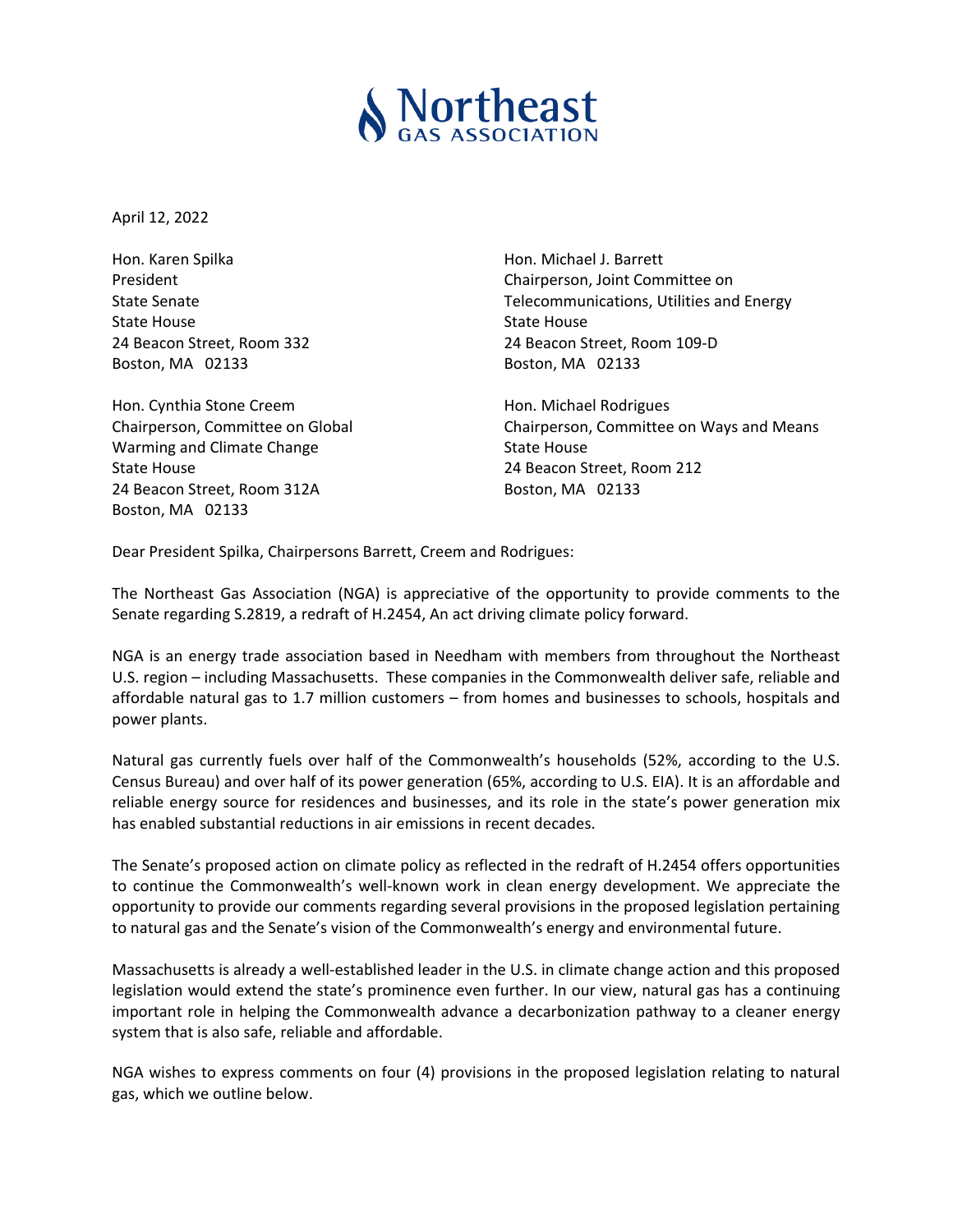**Northeast GAS ASSOCIATION**

April 12, 2022

Hon. Karen Spilka
President
State Senate
State House
24 Beacon Street, Room 332
Boston, MA 02133

Hon. Michael J. Barrett
Chairperson, Joint Committee on Telecommunications, Utilities and Energy
State House
24 Beacon Street, Room 109-D
Boston, MA 02133

Hon. Cynthia Stone Creem
Chairperson, Committee on Global Warming and Climate Change
State House
24 Beacon Street, Room 312A
Boston, MA 02133

Hon. Michael Rodrigues
Chairperson, Committee on Ways and Means
State House
24 Beacon Street, Room 212
Boston, MA 02133

Dear President Spilka, Chairpersons Barrett, Creem and Rodrigues:

The Northeast Gas Association (NGA) is appreciative of the opportunity to provide comments to the Senate regarding S.2819, a redraft of H.2454, An act driving climate policy forward.

NGA is an energy trade association based in Needham with members from throughout the Northeast U.S. region – including Massachusetts. These companies in the Commonwealth deliver safe, reliable and affordable natural gas to 1.7 million customers – from homes and businesses to schools, hospitals and power plants.

Natural gas currently fuels over half of the Commonwealth's households (52%, according to the U.S. Census Bureau) and over half of its power generation (65%, according to U.S. EIA). It is an affordable and reliable energy source for residences and businesses, and its role in the state's power generation mix has enabled substantial reductions in air emissions in recent decades.

The Senate's proposed action on climate policy as reflected in the redraft of H.2454 offers opportunities to continue the Commonwealth's well-known work in clean energy development. We appreciate the opportunity to provide our comments regarding several provisions in the proposed legislation pertaining to natural gas and the Senate's vision of the Commonwealth's energy and environmental future.

Massachusetts is already a well-established leader in the U.S. in climate change action and this proposed legislation would extend the state's prominence even further. In our view, natural gas has a continuing important role in helping the Commonwealth advance a decarbonization pathway to a cleaner energy system that is also safe, reliable and affordable.

NGA wishes to express comments on four (4) provisions in the proposed legislation relating to natural gas, which we outline below.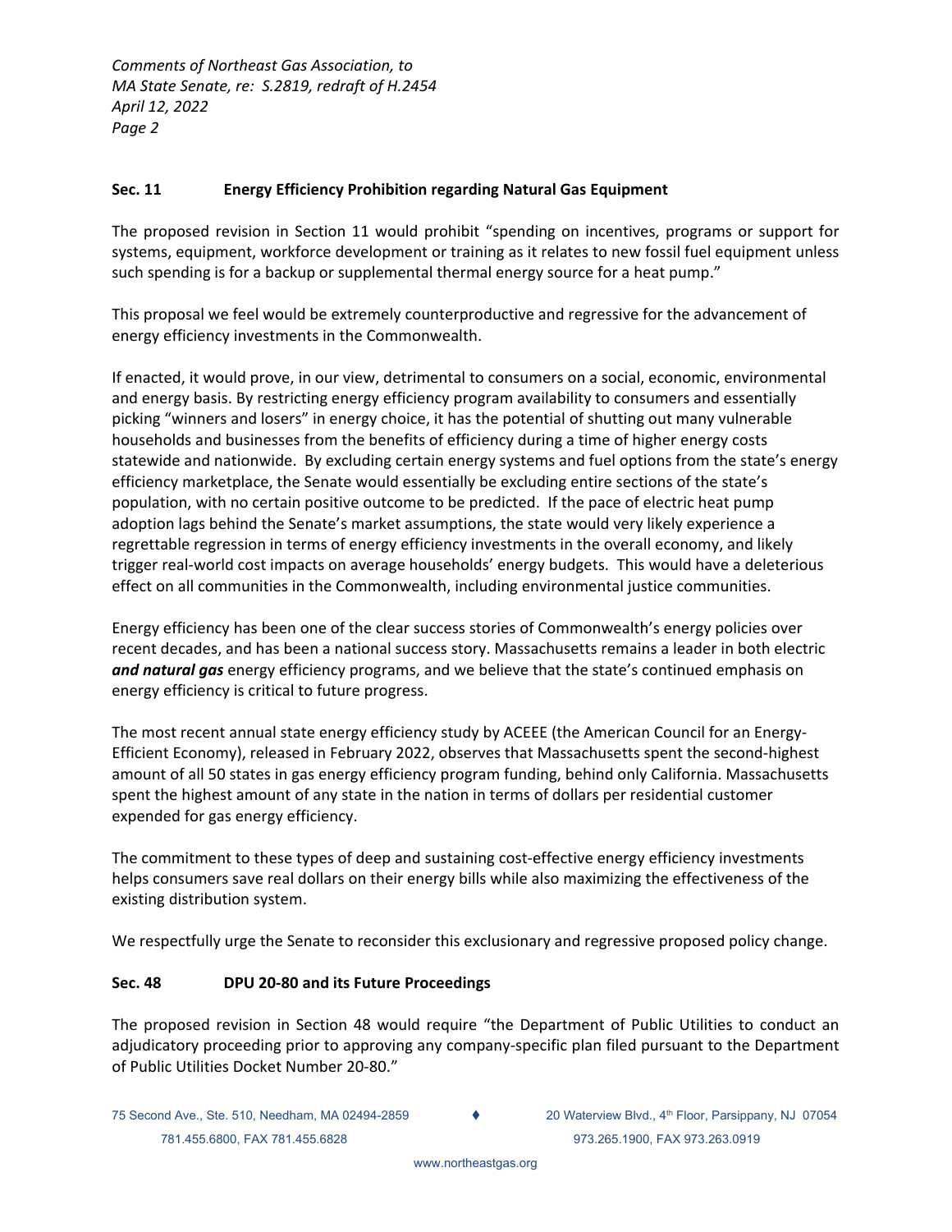## Sec. 11 Energy Efficiency Prohibition regarding Natural Gas Equipment

The proposed revision in Section 11 would prohibit "spending on incentives, programs or support for systems, equipment, workforce development or training as it relates to new fossil fuel equipment unless such spending is for a backup or supplemental thermal energy source for a heat pump."

This proposal we feel would be extremely counterproductive and regressive for the advancement of energy efficiency investments in the Commonwealth.

If enacted, it would prove, in our view, detrimental to consumers on a social, economic, environmental and energy basis. By restricting energy efficiency program availability to consumers and essentially picking "winners and losers" in energy choice, it has the potential of shutting out many vulnerable households and businesses from the benefits of efficiency during a time of higher energy costs statewide and nationwide. By excluding certain energy systems and fuel options from the state's energy efficiency marketplace, the Senate would essentially be excluding entire sections of the state's population, with no certain positive outcome to be predicted. If the pace of electric heat pump adoption lags behind the Senate's market assumptions, the state would very likely experience a regrettable regression in terms of energy efficiency investments in the overall economy, and likely trigger real-world cost impacts on average households' energy budgets. This would have a deleterious effect on all communities in the Commonwealth, including environmental justice communities.

Energy efficiency has been one of the clear success stories of Commonwealth's energy policies over recent decades, and has been a national success story. Massachusetts remains a leader in both electric ***and natural gas*** energy efficiency programs, and we believe that the state's continued emphasis on energy efficiency is critical to future progress.

The most recent annual state energy efficiency study by ACEEE (the American Council for an Energy-Efficient Economy), released in February 2022, observes that Massachusetts spent the second-highest amount of all 50 states in gas energy efficiency program funding, behind only California. Massachusetts spent the highest amount of any state in the nation in terms of dollars per residential customer expended for gas energy efficiency.

The commitment to these types of deep and sustaining cost-effective energy efficiency investments helps consumers save real dollars on their energy bills while also maximizing the effectiveness of the existing distribution system.

We respectfully urge the Senate to reconsider this exclusionary and regressive proposed policy change.

## Sec. 48 DPU 20-80 and its Future Proceedings

The proposed revision in Section 48 would require "the Department of Public Utilities to conduct an adjudicatory proceeding prior to approving any company-specific plan filed pursuant to the Department of Public Utilities Docket Number 20-80."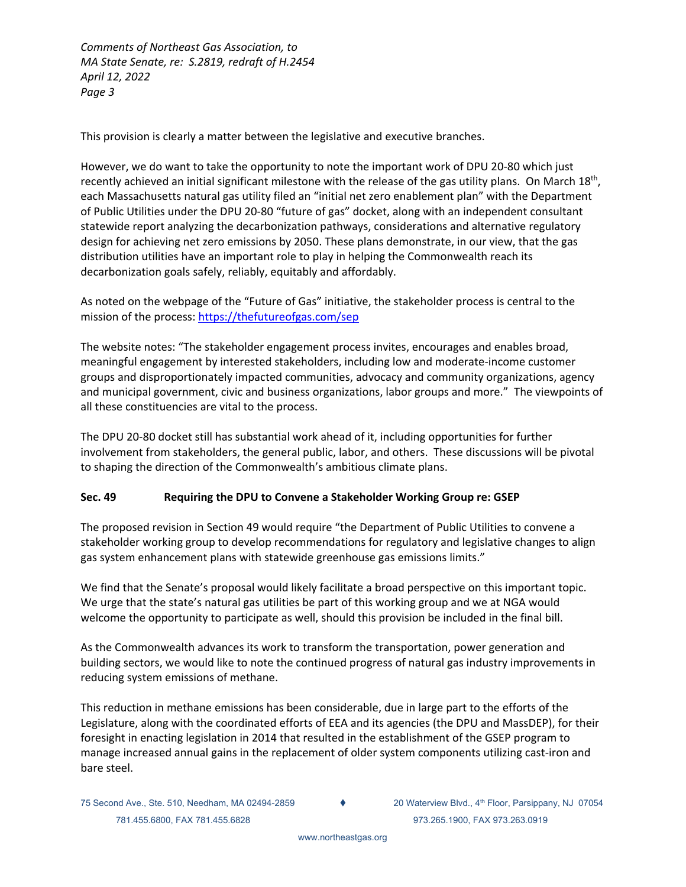This provision is clearly a matter between the legislative and executive branches.

However, we do want to take the opportunity to note the important work of DPU 20-80 which just recently achieved an initial significant milestone with the release of the gas utility plans. On March 18th, each Massachusetts natural gas utility filed an "initial net zero enablement plan" with the Department of Public Utilities under the DPU 20-80 "future of gas" docket, along with an independent consultant statewide report analyzing the decarbonization pathways, considerations and alternative regulatory design for achieving net zero emissions by 2050. These plans demonstrate, in our view, that the gas distribution utilities have an important role to play in helping the Commonwealth reach its decarbonization goals safely, reliably, equitably and affordably.

As noted on the webpage of the "Future of Gas" initiative, the stakeholder process is central to the mission of the process: https://thefutureofgas.com/sep

The website notes: "The stakeholder engagement process invites, encourages and enables broad, meaningful engagement by interested stakeholders, including low and moderate-income customer groups and disproportionately impacted communities, advocacy and community organizations, agency and municipal government, civic and business organizations, labor groups and more." The viewpoints of all these constituencies are vital to the process.

The DPU 20-80 docket still has substantial work ahead of it, including opportunities for further involvement from stakeholders, the general public, labor, and others. These discussions will be pivotal to shaping the direction of the Commonwealth's ambitious climate plans.

**Sec. 49 Requiring the DPU to Convene a Stakeholder Working Group re: GSEP**

The proposed revision in Section 49 would require "the Department of Public Utilities to convene a stakeholder working group to develop recommendations for regulatory and legislative changes to align gas system enhancement plans with statewide greenhouse gas emissions limits."

We find that the Senate's proposal would likely facilitate a broad perspective on this important topic. We urge that the state's natural gas utilities be part of this working group and we at NGA would welcome the opportunity to participate as well, should this provision be included in the final bill.

As the Commonwealth advances its work to transform the transportation, power generation and building sectors, we would like to note the continued progress of natural gas industry improvements in reducing system emissions of methane.

This reduction in methane emissions has been considerable, due in large part to the efforts of the Legislature, along with the coordinated efforts of EEA and its agencies (the DPU and MassDEP), for their foresight in enacting legislation in 2014 that resulted in the establishment of the GSEP program to manage increased annual gains in the replacement of older system components utilizing cast-iron and bare steel.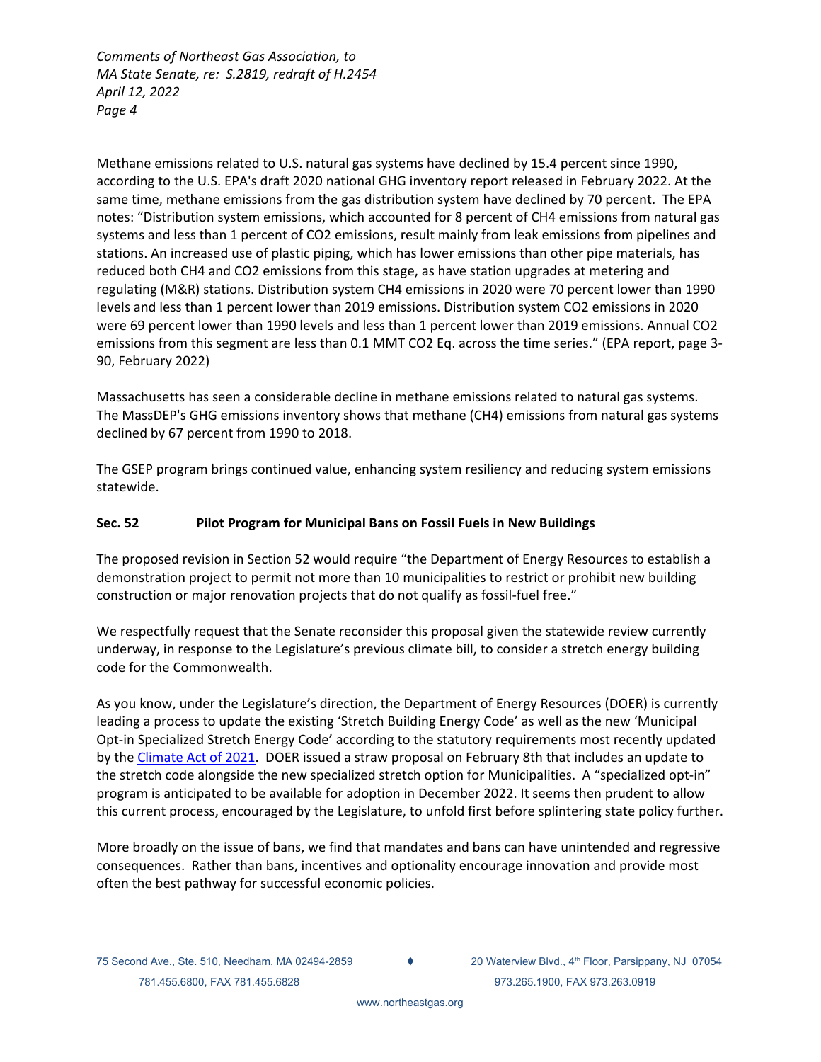Methane emissions related to U.S. natural gas systems have declined by 15.4 percent since 1990, according to the U.S. EPA's draft 2020 national GHG inventory report released in February 2022. At the same time, methane emissions from the gas distribution system have declined by 70 percent. The EPA notes: "Distribution system emissions, which accounted for 8 percent of $CH_4$ emissions from natural gas systems and less than 1 percent of $CO_2$ emissions, result mainly from leak emissions from pipelines and stations. An increased use of plastic piping, which has lower emissions than other pipe materials, has reduced both $CH_4$ and $CO_2$ emissions from this stage, as have station upgrades at metering and regulating (M&R) stations. Distribution system $CH_4$ emissions in 2020 were 70 percent lower than 1990 levels and less than 1 percent lower than 2019 emissions. Distribution system $CO_2$ emissions in 2020 were 69 percent lower than 1990 levels and less than 1 percent lower than 2019 emissions. Annual $CO_2$ emissions from this segment are less than 0.1 MMT $CO_2$ Eq. across the time series." (EPA report, page 3-90, February 2022)

Massachusetts has seen a considerable decline in methane emissions related to natural gas systems. The MassDEP's GHG emissions inventory shows that methane ($CH_4$) emissions from natural gas systems declined by 67 percent from 1990 to 2018.

The GSEP program brings continued value, enhancing system resiliency and reducing system emissions statewide.

**Sec. 52 Pilot Program for Municipal Bans on Fossil Fuels in New Buildings**

The proposed revision in Section 52 would require "the Department of Energy Resources to establish a demonstration project to permit not more than 10 municipalities to restrict or prohibit new building construction or major renovation projects that do not qualify as fossil-fuel free."

We respectfully request that the Senate reconsider this proposal given the statewide review currently underway, in response to the Legislature's previous climate bill, to consider a stretch energy building code for the Commonwealth.

As you know, under the Legislature's direction, the Department of Energy Resources (DOER) is currently leading a process to update the existing 'Stretch Building Energy Code' as well as the new 'Municipal Opt-in Specialized Stretch Energy Code' according to the statutory requirements most recently updated by the Climate Act of 2021. DOER issued a straw proposal on February 8th that includes an update to the stretch code alongside the new specialized stretch option for Municipalities. A "specialized opt-in" program is anticipated to be available for adoption in December 2022. It seems then prudent to allow this current process, encouraged by the Legislature, to unfold first before splintering state policy further.

More broadly on the issue of bans, we find that mandates and bans can have unintended and regressive consequences. Rather than bans, incentives and optionality encourage innovation and provide most often the best pathway for successful economic policies.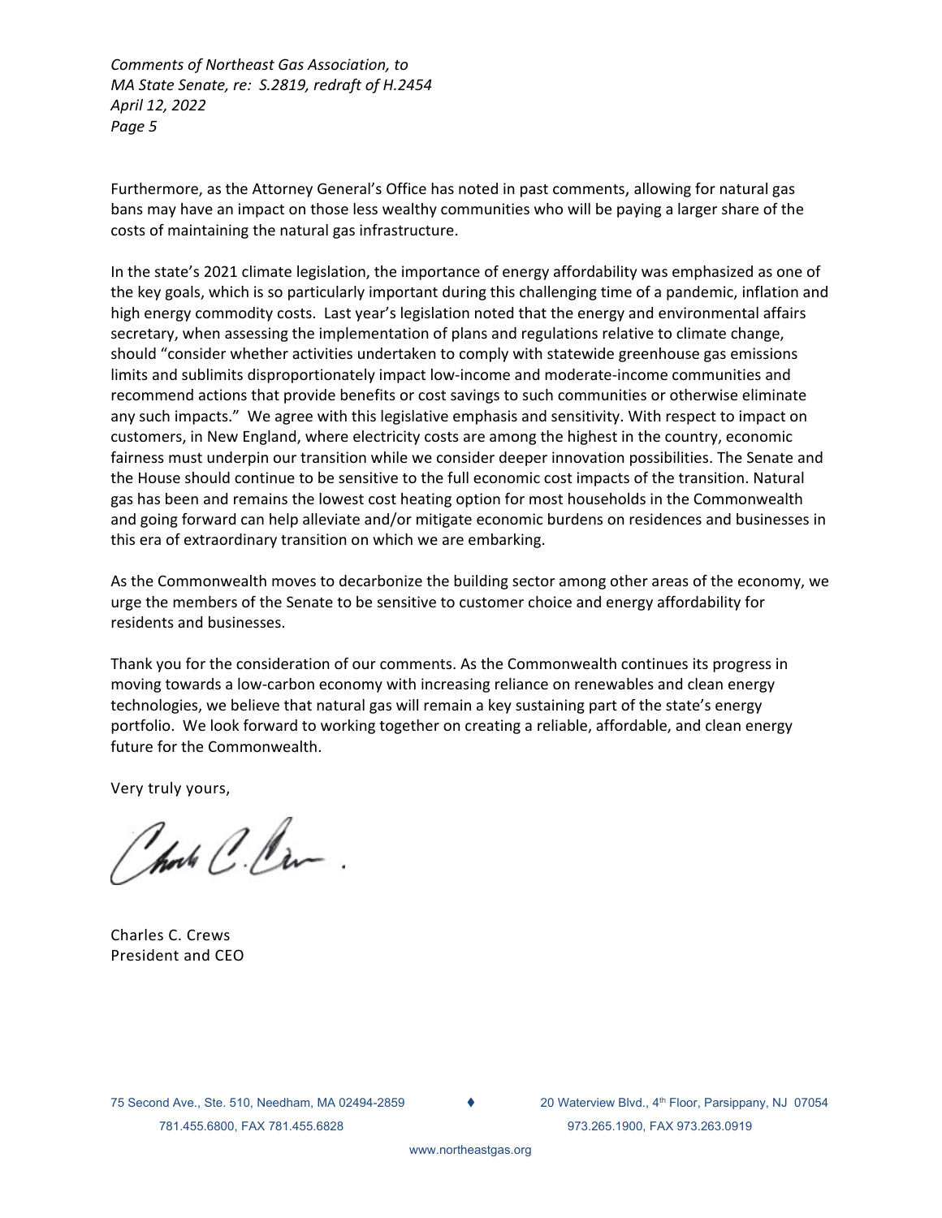Furthermore, as the Attorney General's Office has noted in past comments, allowing for natural gas bans may have an impact on those less wealthy communities who will be paying a larger share of the costs of maintaining the natural gas infrastructure.

In the state's 2021 climate legislation, the importance of energy affordability was emphasized as one of the key goals, which is so particularly important during this challenging time of a pandemic, inflation and high energy commodity costs. Last year's legislation noted that the energy and environmental affairs secretary, when assessing the implementation of plans and regulations relative to climate change, should "consider whether activities undertaken to comply with statewide greenhouse gas emissions limits and sublimits disproportionately impact low-income and moderate-income communities and recommend actions that provide benefits or cost savings to such communities or otherwise eliminate any such impacts." We agree with this legislative emphasis and sensitivity. With respect to impact on customers, in New England, where electricity costs are among the highest in the country, economic fairness must underpin our transition while we consider deeper innovation possibilities. The Senate and the House should continue to be sensitive to the full economic cost impacts of the transition. Natural gas has been and remains the lowest cost heating option for most households in the Commonwealth and going forward can help alleviate and/or mitigate economic burdens on residences and businesses in this era of extraordinary transition on which we are embarking.

As the Commonwealth moves to decarbonize the building sector among other areas of the economy, we urge the members of the Senate to be sensitive to customer choice and energy affordability for residents and businesses.

Thank you for the consideration of our comments. As the Commonwealth continues its progress in moving towards a low-carbon economy with increasing reliance on renewables and clean energy technologies, we believe that natural gas will remain a key sustaining part of the state's energy portfolio. We look forward to working together on creating a reliable, affordable, and clean energy future for the Commonwealth.

Very truly yours,

Charles C. Crews
President and CEO

75 Second Ave., Ste. 510, Needham, MA 02494-2859 ♦ 20 Waterview Blvd., 4th Floor, Parsippany, NJ 07054
781.455.6800, FAX 781.455.6828 973.265.1900, FAX 973.263.0919
www.northeastgas.org